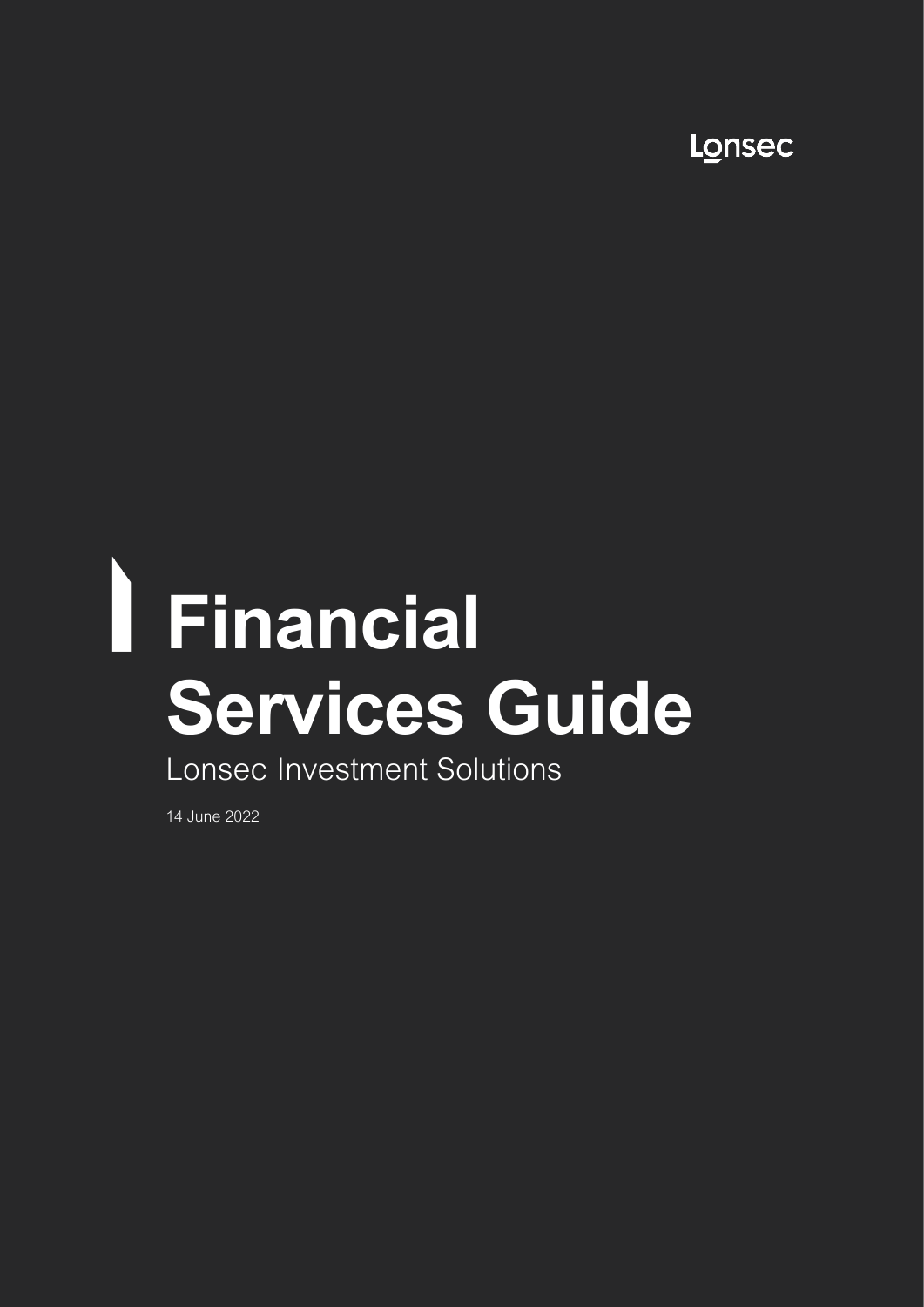Lonsec

# Financial Services Guide

Lonsec Investment Solutions

14 June 2022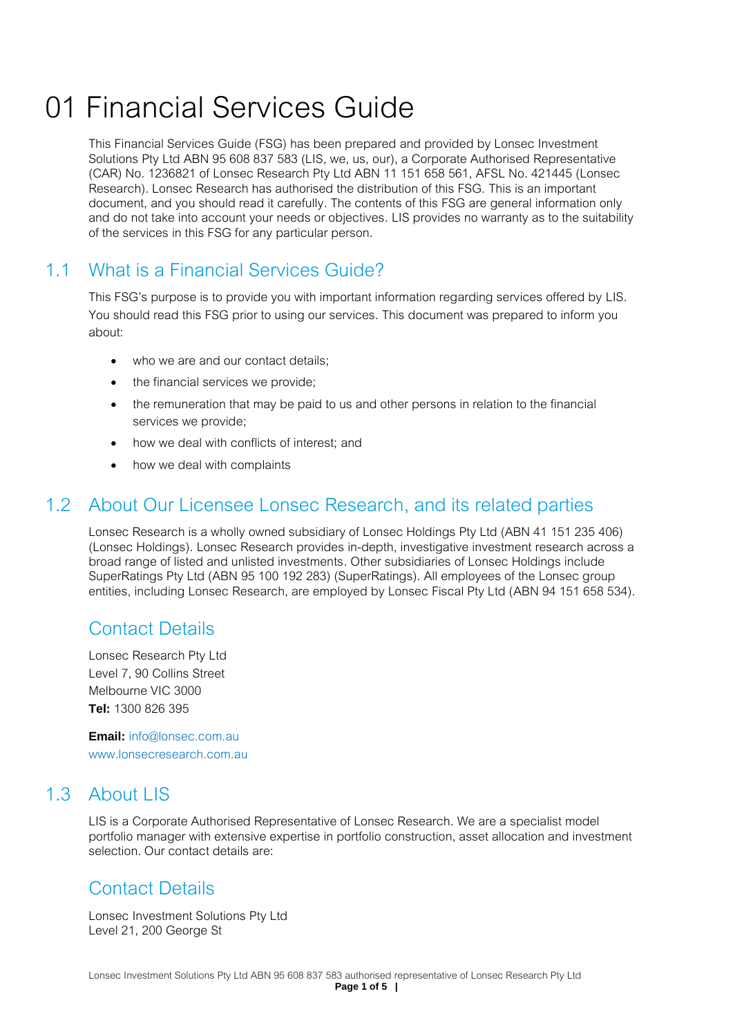# 01 Financial Services Guide

This Financial Services Guide (FSG) has been prepared and provided by Lonsec Investment Solutions Pty Ltd ABN 95 608 837 583 (LIS, we, us, our), a Corporate Authorised Representative (CAR) No. 1236821 of Lonsec Research Pty Ltd ABN 11 151 658 561, AFSL No. 421445 (Lonsec Research). Lonsec Research has authorised the distribution of this FSG. This is an important document, and you should read it carefully. The contents of this FSG are general information only and do not take into account your needs or objectives. LIS provides no warranty as to the suitability of the services in this FSG for any particular person.

## 1.1 What is a Financial Services Guide?

This FSG's purpose is to provide you with important information regarding services offered by LIS. You should read this FSG prior to using our services. This document was prepared to inform you about:

- who we are and our contact details;
- the financial services we provide;
- the remuneration that may be paid to us and other persons in relation to the financial services we provide;
- how we deal with conflicts of interest; and
- how we deal with complaints

## 1.2 About Our Licensee Lonsec Research, and its related parties

Lonsec Research is a wholly owned subsidiary of Lonsec Holdings Pty Ltd (ABN 41 151 235 406) (Lonsec Holdings). Lonsec Research provides in-depth, investigative investment research across a broad range of listed and unlisted investments. Other subsidiaries of Lonsec Holdings include SuperRatings Pty Ltd (ABN 95 100 192 283) (SuperRatings). All employees of the Lonsec group entities, including Lonsec Research, are employed by Lonsec Fiscal Pty Ltd (ABN 94 151 658 534).

### Contact Details

Lonsec Research Pty Ltd
Level 7, 90 Collins Street
Melbourne VIC 3000
**Tel:** 1300 826 395

**Email:** info@lonsec.com.au
www.lonsecresearch.com.au

## 1.3 About LIS

LIS is a Corporate Authorised Representative of Lonsec Research. We are a specialist model portfolio manager with extensive expertise in portfolio construction, asset allocation and investment selection. Our contact details are:

### Contact Details

Lonsec Investment Solutions Pty Ltd
Level 21, 200 George St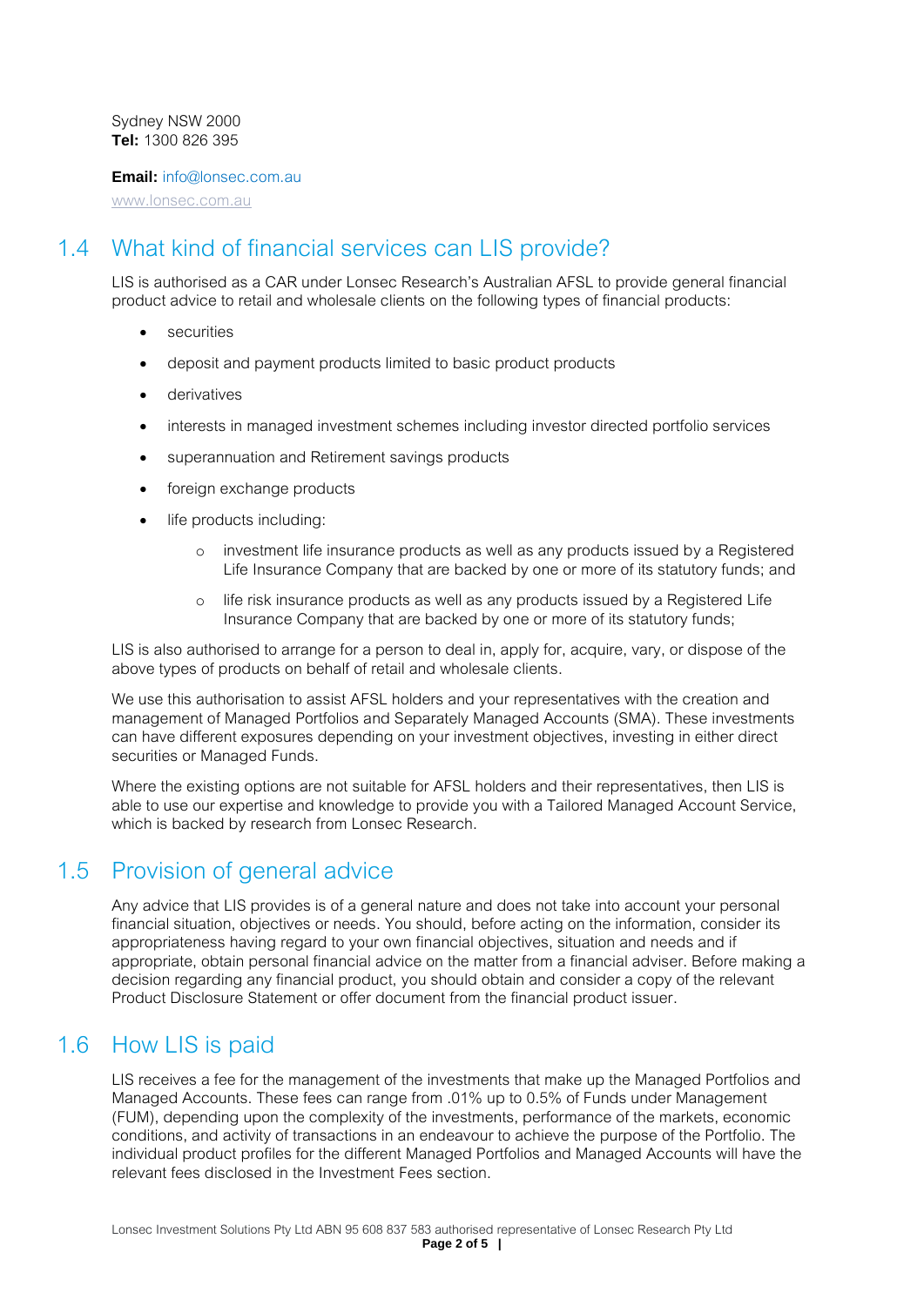Sydney NSW 2000
**Tel:** 1300 826 395

**Email:** info@lonsec.com.au
www.lonsec.com.au

## 1.4 What kind of financial services can LIS provide?

LIS is authorised as a CAR under Lonsec Research's Australian AFSL to provide general financial product advice to retail and wholesale clients on the following types of financial products:

- securities
- deposit and payment products limited to basic product products
- derivatives
- interests in managed investment schemes including investor directed portfolio services
- superannuation and Retirement savings products
- foreign exchange products
- life products including:
    - investment life insurance products as well as any products issued by a Registered Life Insurance Company that are backed by one or more of its statutory funds; and
    - life risk insurance products as well as any products issued by a Registered Life Insurance Company that are backed by one or more of its statutory funds;

LIS is also authorised to arrange for a person to deal in, apply for, acquire, vary, or dispose of the above types of products on behalf of retail and wholesale clients.

We use this authorisation to assist AFSL holders and your representatives with the creation and management of Managed Portfolios and Separately Managed Accounts (SMA). These investments can have different exposures depending on your investment objectives, investing in either direct securities or Managed Funds.

Where the existing options are not suitable for AFSL holders and their representatives, then LIS is able to use our expertise and knowledge to provide you with a Tailored Managed Account Service, which is backed by research from Lonsec Research.

## 1.5 Provision of general advice

Any advice that LIS provides is of a general nature and does not take into account your personal financial situation, objectives or needs. You should, before acting on the information, consider its appropriateness having regard to your own financial objectives, situation and needs and if appropriate, obtain personal financial advice on the matter from a financial adviser. Before making a decision regarding any financial product, you should obtain and consider a copy of the relevant Product Disclosure Statement or offer document from the financial product issuer.

## 1.6 How LIS is paid

LIS receives a fee for the management of the investments that make up the Managed Portfolios and Managed Accounts. These fees can range from .01% up to 0.5% of Funds under Management (FUM), depending upon the complexity of the investments, performance of the markets, economic conditions, and activity of transactions in an endeavour to achieve the purpose of the Portfolio. The individual product profiles for the different Managed Portfolios and Managed Accounts will have the relevant fees disclosed in the Investment Fees section.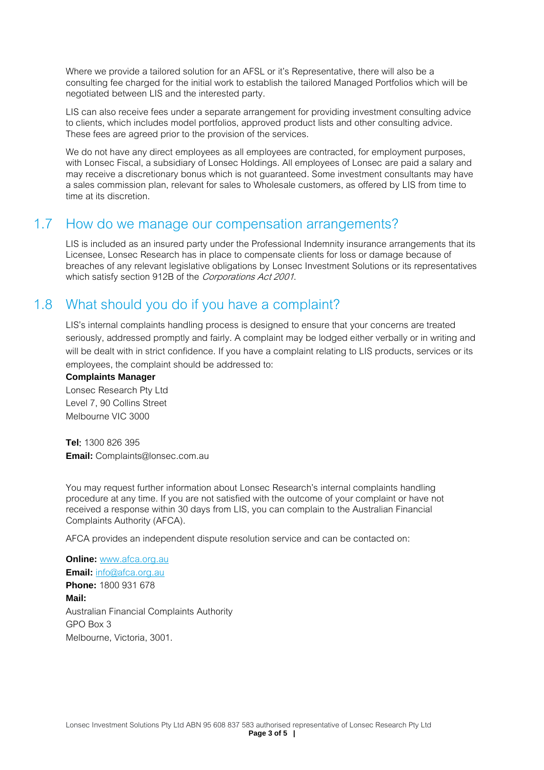Where we provide a tailored solution for an AFSL or it's Representative, there will also be a consulting fee charged for the initial work to establish the tailored Managed Portfolios which will be negotiated between LIS and the interested party.

LIS can also receive fees under a separate arrangement for providing investment consulting advice to clients, which includes model portfolios, approved product lists and other consulting advice. These fees are agreed prior to the provision of the services.

We do not have any direct employees as all employees are contracted, for employment purposes, with Lonsec Fiscal, a subsidiary of Lonsec Holdings. All employees of Lonsec are paid a salary and may receive a discretionary bonus which is not guaranteed. Some investment consultants may have a sales commission plan, relevant for sales to Wholesale customers, as offered by LIS from time to time at its discretion.

## 1.7 How do we manage our compensation arrangements?

LIS is included as an insured party under the Professional Indemnity insurance arrangements that its Licensee, Lonsec Research has in place to compensate clients for loss or damage because of breaches of any relevant legislative obligations by Lonsec Investment Solutions or its representatives which satisfy section 912B of the *Corporations Act 2001*.

## 1.8 What should you do if you have a complaint?

LIS's internal complaints handling process is designed to ensure that your concerns are treated seriously, addressed promptly and fairly. A complaint may be lodged either verbally or in writing and will be dealt with in strict confidence. If you have a complaint relating to LIS products, services or its employees, the complaint should be addressed to:

**Complaints Manager**
Lonsec Research Pty Ltd
Level 7, 90 Collins Street
Melbourne VIC 3000

**Tel:** 1300 826 395
**Email:** Complaints@lonsec.com.au

You may request further information about Lonsec Research's internal complaints handling procedure at any time. If you are not satisfied with the outcome of your complaint or have not received a response within 30 days from LIS, you can complain to the Australian Financial Complaints Authority (AFCA).

AFCA provides an independent dispute resolution service and can be contacted on:

**Online:** www.afca.org.au
**Email:** info@afca.org.au
**Phone:** 1800 931 678
**Mail:**
Australian Financial Complaints Authority
GPO Box 3
Melbourne, Victoria, 3001.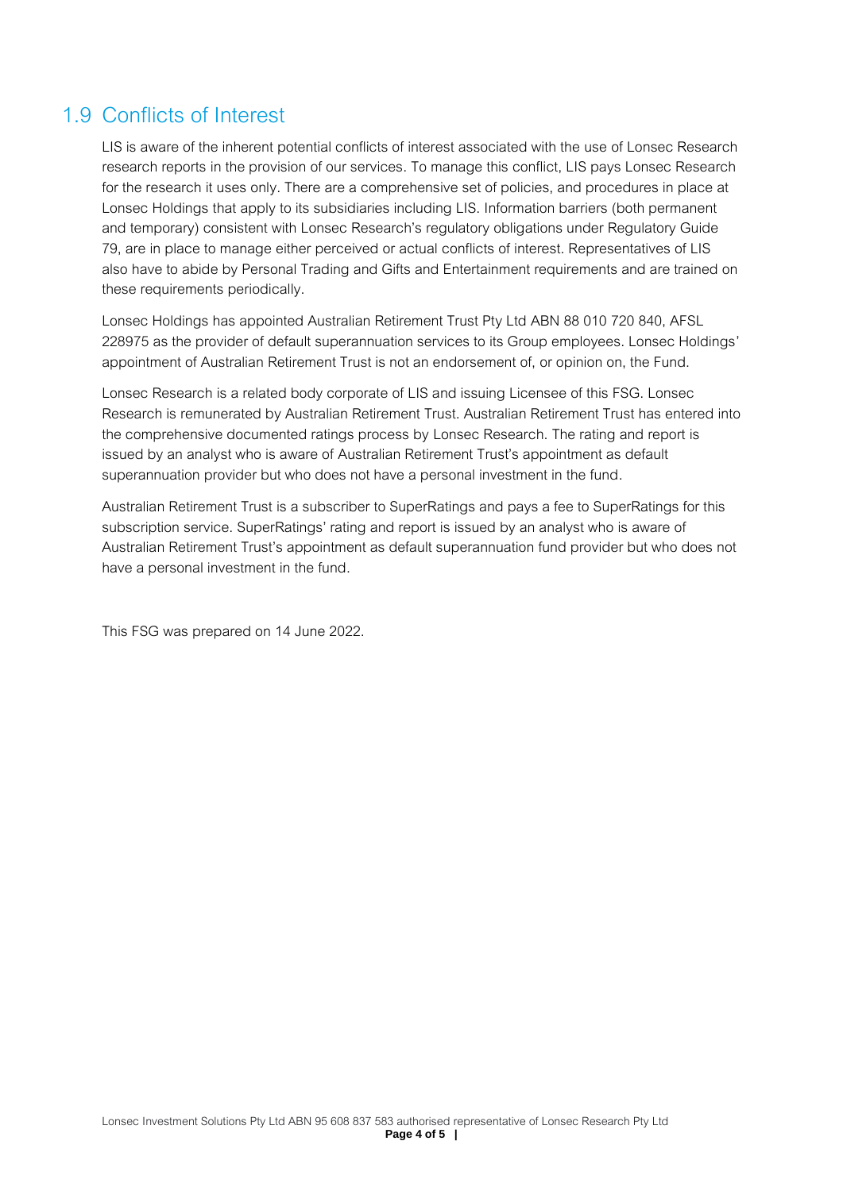## 1.9 Conflicts of Interest

LIS is aware of the inherent potential conflicts of interest associated with the use of Lonsec Research research reports in the provision of our services. To manage this conflict, LIS pays Lonsec Research for the research it uses only. There are a comprehensive set of policies, and procedures in place at Lonsec Holdings that apply to its subsidiaries including LIS. Information barriers (both permanent and temporary) consistent with Lonsec Research's regulatory obligations under Regulatory Guide 79, are in place to manage either perceived or actual conflicts of interest. Representatives of LIS also have to abide by Personal Trading and Gifts and Entertainment requirements and are trained on these requirements periodically.

Lonsec Holdings has appointed Australian Retirement Trust Pty Ltd ABN 88 010 720 840, AFSL 228975 as the provider of default superannuation services to its Group employees. Lonsec Holdings' appointment of Australian Retirement Trust is not an endorsement of, or opinion on, the Fund.

Lonsec Research is a related body corporate of LIS and issuing Licensee of this FSG. Lonsec Research is remunerated by Australian Retirement Trust. Australian Retirement Trust has entered into the comprehensive documented ratings process by Lonsec Research. The rating and report is issued by an analyst who is aware of Australian Retirement Trust's appointment as default superannuation provider but who does not have a personal investment in the fund.

Australian Retirement Trust is a subscriber to SuperRatings and pays a fee to SuperRatings for this subscription service. SuperRatings' rating and report is issued by an analyst who is aware of Australian Retirement Trust's appointment as default superannuation fund provider but who does not have a personal investment in the fund.

This FSG was prepared on 14 June 2022.